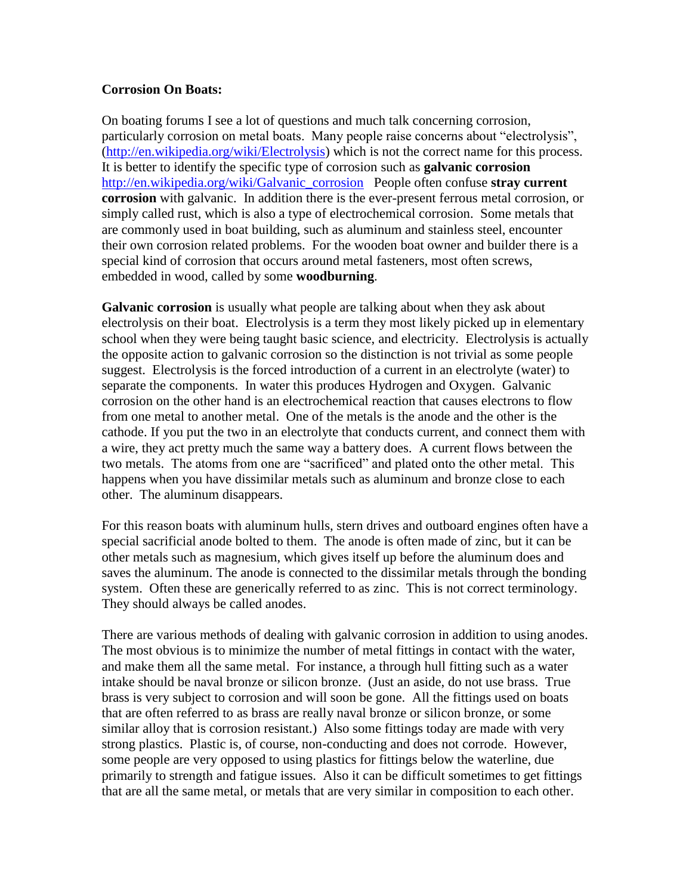**Corrosion On Boats:**

On boating forums I see a lot of questions and much talk concerning corrosion, particularly corrosion on metal boats. Many people raise concerns about "electrolysis", (http://en.wikipedia.org/wiki/Electrolysis) which is not the correct name for this process. It is better to identify the specific type of corrosion such as **galvanic corrosion** http://en.wikipedia.org/wiki/Galvanic_corrosion People often confuse **stray current corrosion** with galvanic. In addition there is the ever-present ferrous metal corrosion, or simply called rust, which is also a type of electrochemical corrosion. Some metals that are commonly used in boat building, such as aluminum and stainless steel, encounter their own corrosion related problems. For the wooden boat owner and builder there is a special kind of corrosion that occurs around metal fasteners, most often screws, embedded in wood, called by some **woodburning**.

**Galvanic corrosion** is usually what people are talking about when they ask about electrolysis on their boat. Electrolysis is a term they most likely picked up in elementary school when they were being taught basic science, and electricity. Electrolysis is actually the opposite action to galvanic corrosion so the distinction is not trivial as some people suggest. Electrolysis is the forced introduction of a current in an electrolyte (water) to separate the components. In water this produces Hydrogen and Oxygen. Galvanic corrosion on the other hand is an electrochemical reaction that causes electrons to flow from one metal to another metal. One of the metals is the anode and the other is the cathode. If you put the two in an electrolyte that conducts current, and connect them with a wire, they act pretty much the same way a battery does. A current flows between the two metals. The atoms from one are "sacrificed" and plated onto the other metal. This happens when you have dissimilar metals such as aluminum and bronze close to each other. The aluminum disappears.

For this reason boats with aluminum hulls, stern drives and outboard engines often have a special sacrificial anode bolted to them. The anode is often made of zinc, but it can be other metals such as magnesium, which gives itself up before the aluminum does and saves the aluminum. The anode is connected to the dissimilar metals through the bonding system. Often these are generically referred to as zinc. This is not correct terminology. They should always be called anodes.

There are various methods of dealing with galvanic corrosion in addition to using anodes. The most obvious is to minimize the number of metal fittings in contact with the water, and make them all the same metal. For instance, a through hull fitting such as a water intake should be naval bronze or silicon bronze. (Just an aside, do not use brass. True brass is very subject to corrosion and will soon be gone. All the fittings used on boats that are often referred to as brass are really naval bronze or silicon bronze, or some similar alloy that is corrosion resistant.) Also some fittings today are made with very strong plastics. Plastic is, of course, non-conducting and does not corrode. However, some people are very opposed to using plastics for fittings below the waterline, due primarily to strength and fatigue issues. Also it can be difficult sometimes to get fittings that are all the same metal, or metals that are very similar in composition to each other.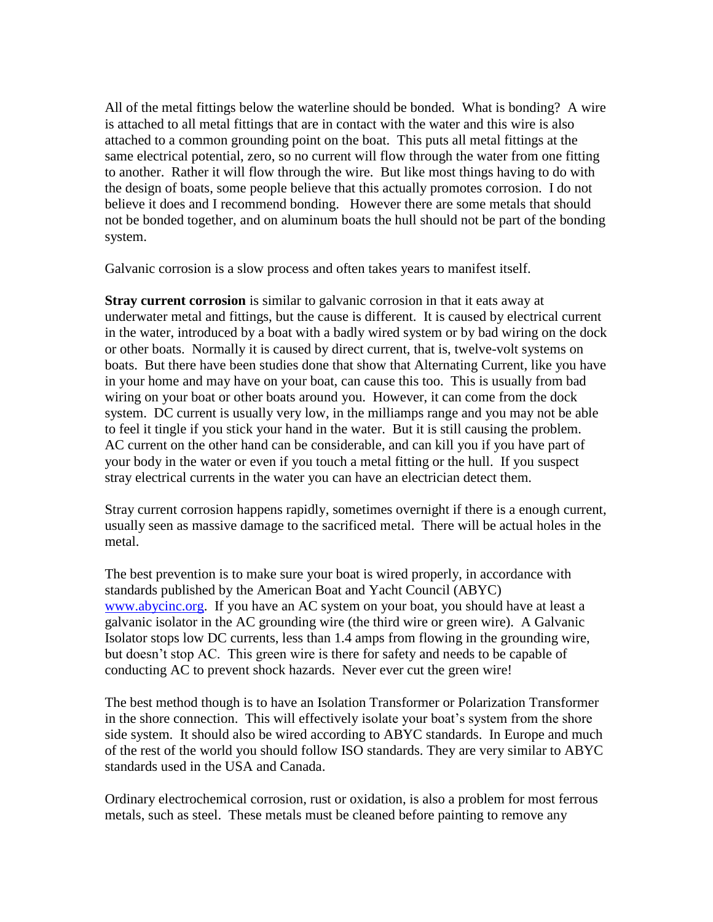All of the metal fittings below the waterline should be bonded. What is bonding? A wire is attached to all metal fittings that are in contact with the water and this wire is also attached to a common grounding point on the boat. This puts all metal fittings at the same electrical potential, zero, so no current will flow through the water from one fitting to another. Rather it will flow through the wire. But like most things having to do with the design of boats, some people believe that this actually promotes corrosion. I do not believe it does and I recommend bonding. However there are some metals that should not be bonded together, and on aluminum boats the hull should not be part of the bonding system.

Galvanic corrosion is a slow process and often takes years to manifest itself.

**Stray current corrosion** is similar to galvanic corrosion in that it eats away at underwater metal and fittings, but the cause is different. It is caused by electrical current in the water, introduced by a boat with a badly wired system or by bad wiring on the dock or other boats. Normally it is caused by direct current, that is, twelve-volt systems on boats. But there have been studies done that show that Alternating Current, like you have in your home and may have on your boat, can cause this too. This is usually from bad wiring on your boat or other boats around you. However, it can come from the dock system. DC current is usually very low, in the milliamps range and you may not be able to feel it tingle if you stick your hand in the water. But it is still causing the problem. AC current on the other hand can be considerable, and can kill you if you have part of your body in the water or even if you touch a metal fitting or the hull. If you suspect stray electrical currents in the water you can have an electrician detect them.

Stray current corrosion happens rapidly, sometimes overnight if there is a enough current, usually seen as massive damage to the sacrificed metal. There will be actual holes in the metal.

The best prevention is to make sure your boat is wired properly, in accordance with standards published by the American Boat and Yacht Council (ABYC) [www.abycinc.org](http://www.abycinc.org). If you have an AC system on your boat, you should have at least a galvanic isolator in the AC grounding wire (the third wire or green wire). A Galvanic Isolator stops low DC currents, less than 1.4 amps from flowing in the grounding wire, but doesn't stop AC. This green wire is there for safety and needs to be capable of conducting AC to prevent shock hazards. Never ever cut the green wire!

The best method though is to have an Isolation Transformer or Polarization Transformer in the shore connection. This will effectively isolate your boat's system from the shore side system. It should also be wired according to ABYC standards. In Europe and much of the rest of the world you should follow ISO standards. They are very similar to ABYC standards used in the USA and Canada.

Ordinary electrochemical corrosion, rust or oxidation, is also a problem for most ferrous metals, such as steel. These metals must be cleaned before painting to remove any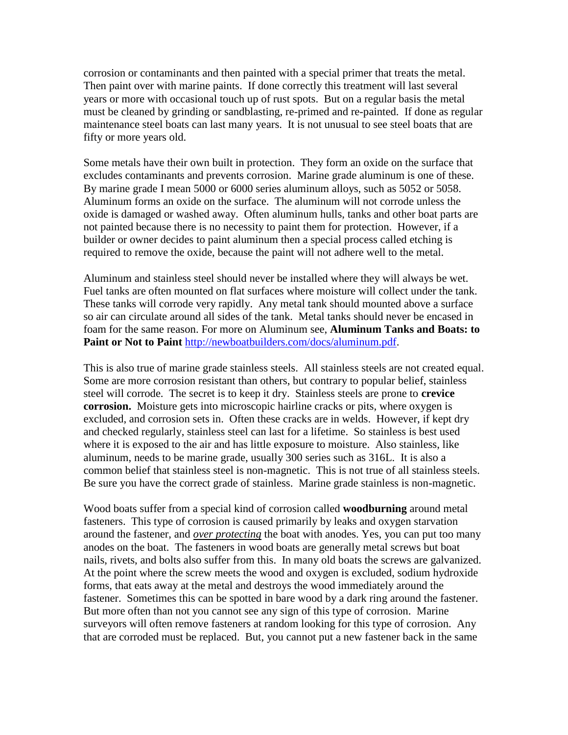corrosion or contaminants and then painted with a special primer that treats the metal. Then paint over with marine paints. If done correctly this treatment will last several years or more with occasional touch up of rust spots. But on a regular basis the metal must be cleaned by grinding or sandblasting, re-primed and re-painted. If done as regular maintenance steel boats can last many years. It is not unusual to see steel boats that are fifty or more years old.

Some metals have their own built in protection. They form an oxide on the surface that excludes contaminants and prevents corrosion. Marine grade aluminum is one of these. By marine grade I mean 5000 or 6000 series aluminum alloys, such as 5052 or 5058. Aluminum forms an oxide on the surface. The aluminum will not corrode unless the oxide is damaged or washed away. Often aluminum hulls, tanks and other boat parts are not painted because there is no necessity to paint them for protection. However, if a builder or owner decides to paint aluminum then a special process called etching is required to remove the oxide, because the paint will not adhere well to the metal.

Aluminum and stainless steel should never be installed where they will always be wet. Fuel tanks are often mounted on flat surfaces where moisture will collect under the tank. These tanks will corrode very rapidly. Any metal tank should mounted above a surface so air can circulate around all sides of the tank. Metal tanks should never be encased in foam for the same reason. For more on Aluminum see, **Aluminum Tanks and Boats: to Paint or Not to Paint** [http://newboatbuilders.com/docs/aluminum.pdf](http://newboatbuilders.com/docs/aluminum.pdf).

This is also true of marine grade stainless steels. All stainless steels are not created equal. Some are more corrosion resistant than others, but contrary to popular belief, stainless steel will corrode. The secret is to keep it dry. Stainless steels are prone to **crevice corrosion.** Moisture gets into microscopic hairline cracks or pits, where oxygen is excluded, and corrosion sets in. Often these cracks are in welds. However, if kept dry and checked regularly, stainless steel can last for a lifetime. So stainless is best used where it is exposed to the air and has little exposure to moisture. Also stainless, like aluminum, needs to be marine grade, usually 300 series such as 316L. It is also a common belief that stainless steel is non-magnetic. This is not true of all stainless steels. Be sure you have the correct grade of stainless. Marine grade stainless is non-magnetic.

Wood boats suffer from a special kind of corrosion called **woodburning** around metal fasteners. This type of corrosion is caused primarily by leaks and oxygen starvation around the fastener, and ***over protecting*** the boat with anodes. Yes, you can put too many anodes on the boat. The fasteners in wood boats are generally metal screws but boat nails, rivets, and bolts also suffer from this. In many old boats the screws are galvanized. At the point where the screw meets the wood and oxygen is excluded, sodium hydroxide forms, that eats away at the metal and destroys the wood immediately around the fastener. Sometimes this can be spotted in bare wood by a dark ring around the fastener. But more often than not you cannot see any sign of this type of corrosion. Marine surveyors will often remove fasteners at random looking for this type of corrosion. Any that are corroded must be replaced. But, you cannot put a new fastener back in the same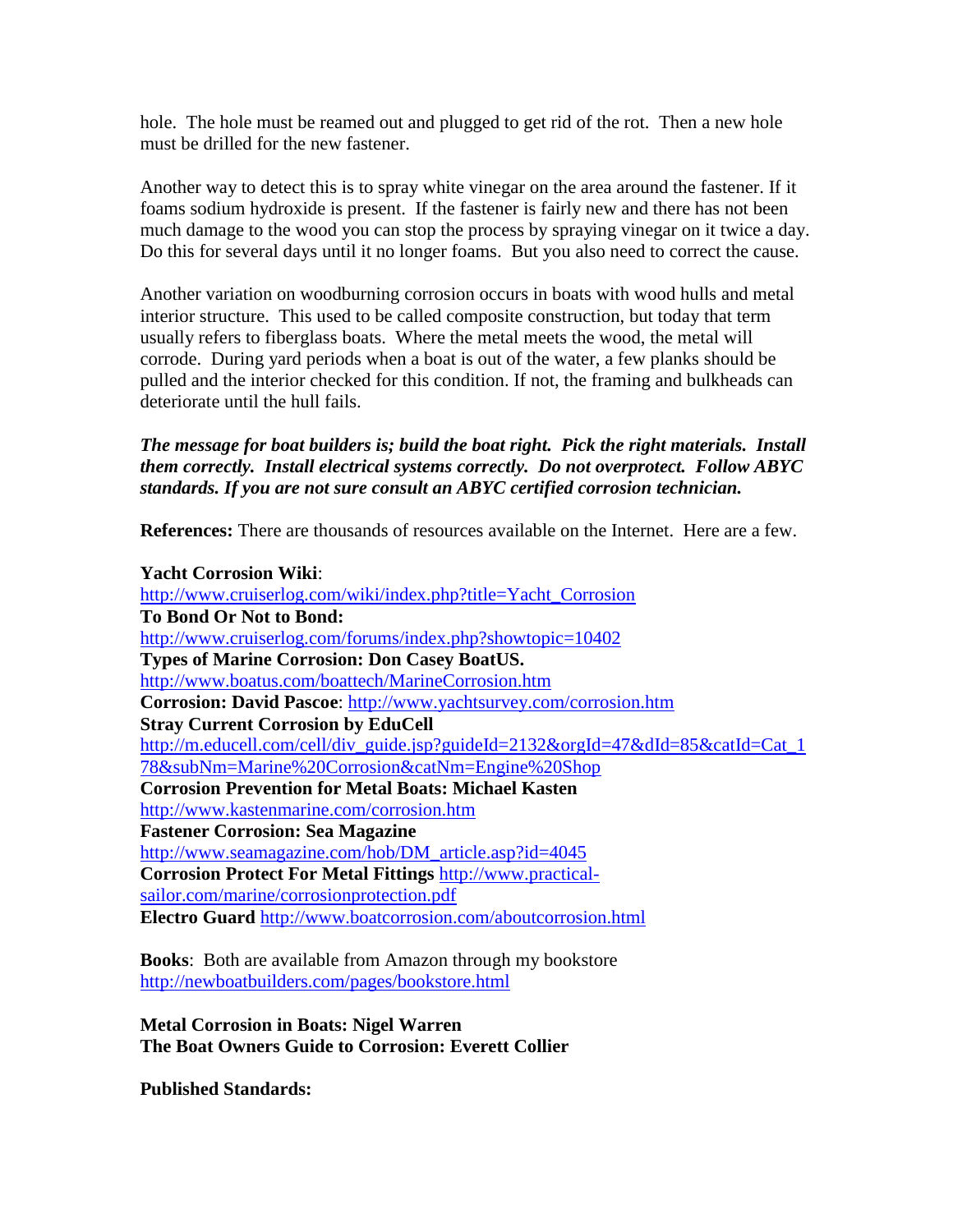hole. The hole must be reamed out and plugged to get rid of the rot. Then a new hole must be drilled for the new fastener.

Another way to detect this is to spray white vinegar on the area around the fastener. If it foams sodium hydroxide is present. If the fastener is fairly new and there has not been much damage to the wood you can stop the process by spraying vinegar on it twice a day. Do this for several days until it no longer foams. But you also need to correct the cause.

Another variation on woodburning corrosion occurs in boats with wood hulls and metal interior structure. This used to be called composite construction, but today that term usually refers to fiberglass boats. Where the metal meets the wood, the metal will corrode. During yard periods when a boat is out of the water, a few planks should be pulled and the interior checked for this condition. If not, the framing and bulkheads can deteriorate until the hull fails.

***The message for boat builders is; build the boat right. Pick the right materials. Install them correctly. Install electrical systems correctly. Do not overprotect. Follow ABYC standards. If you are not sure consult an ABYC certified corrosion technician.***

**References:** There are thousands of resources available on the Internet. Here are a few.

**Yacht Corrosion Wiki**:
http://www.cruiserlog.com/wiki/index.php?title=Yacht_Corrosion
**To Bond Or Not to Bond:**
http://www.cruiserlog.com/forums/index.php?showtopic=10402
**Types of Marine Corrosion: Don Casey BoatUS.**
http://www.boatus.com/boattech/MarineCorrosion.htm
**Corrosion: David Pascoe**: http://www.yachtsurvey.com/corrosion.htm
**Stray Current Corrosion by EduCell**
http://m.educell.com/cell/div_guide.jsp?guideId=2132&orgId=47&dId=85&catId=Cat_178&subNm=Marine%20Corrosion&catNm=Engine%20Shop
**Corrosion Prevention for Metal Boats: Michael Kasten**
http://www.kastenmarine.com/corrosion.htm
**Fastener Corrosion: Sea Magazine**
http://www.seamagazine.com/hob/DM_article.asp?id=4045
**Corrosion Protect For Metal Fittings** http://www.practical-sailor.com/marine/corrosionprotection.pdf
**Electro Guard** http://www.boatcorrosion.com/aboutcorrosion.html

**Books**: Both are available from Amazon through my bookstore
http://newboatbuilders.com/pages/bookstore.html

**Metal Corrosion in Boats: Nigel Warren**
**The Boat Owners Guide to Corrosion: Everett Collier**

**Published Standards:**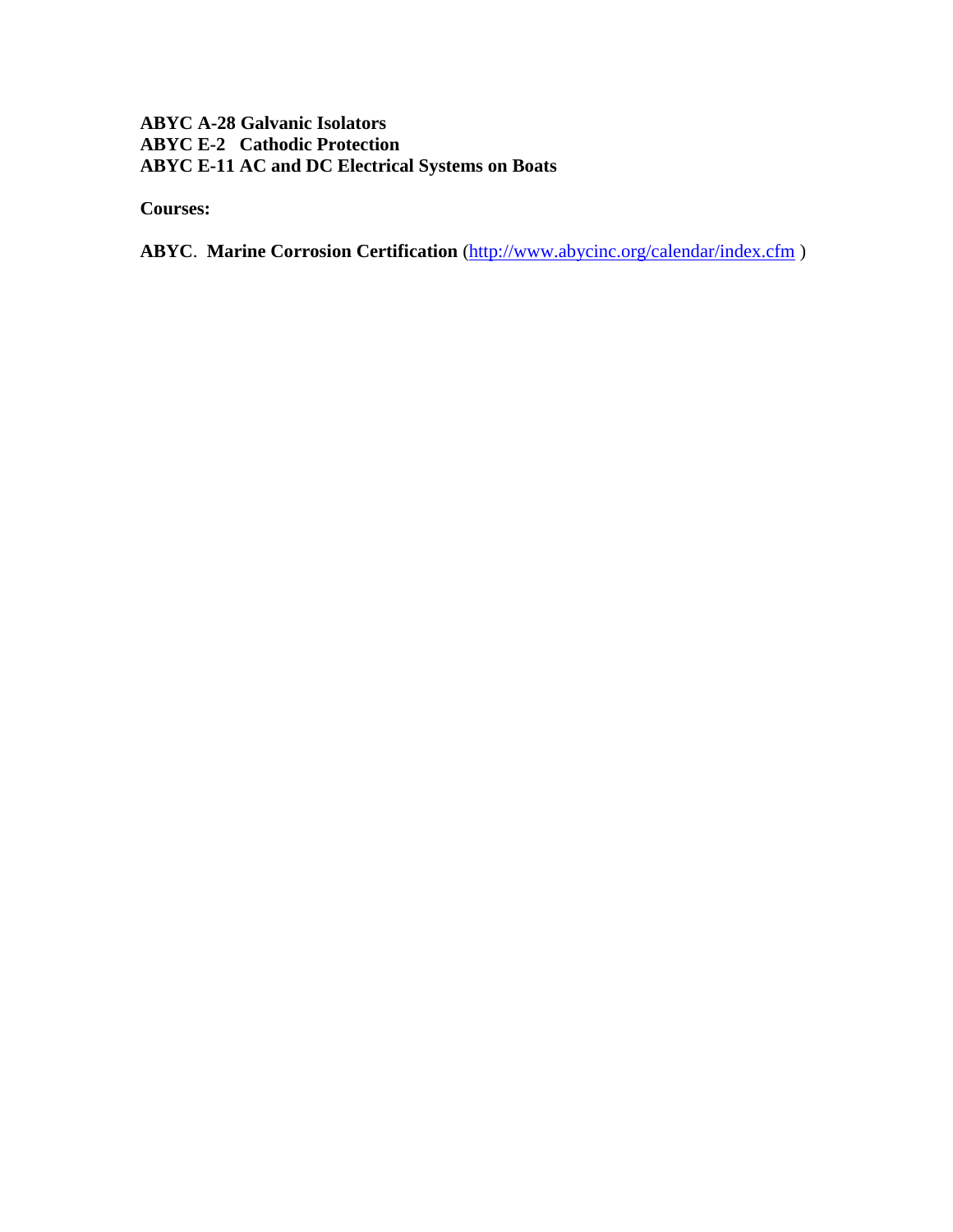**ABYC A-28 Galvanic Isolators**
**ABYC E-2 Cathodic Protection**
**ABYC E-11 AC and DC Electrical Systems on Boats**

**Courses:**

**ABYC**. **Marine Corrosion Certification** (http://www.abycinc.org/calendar/index.cfm )